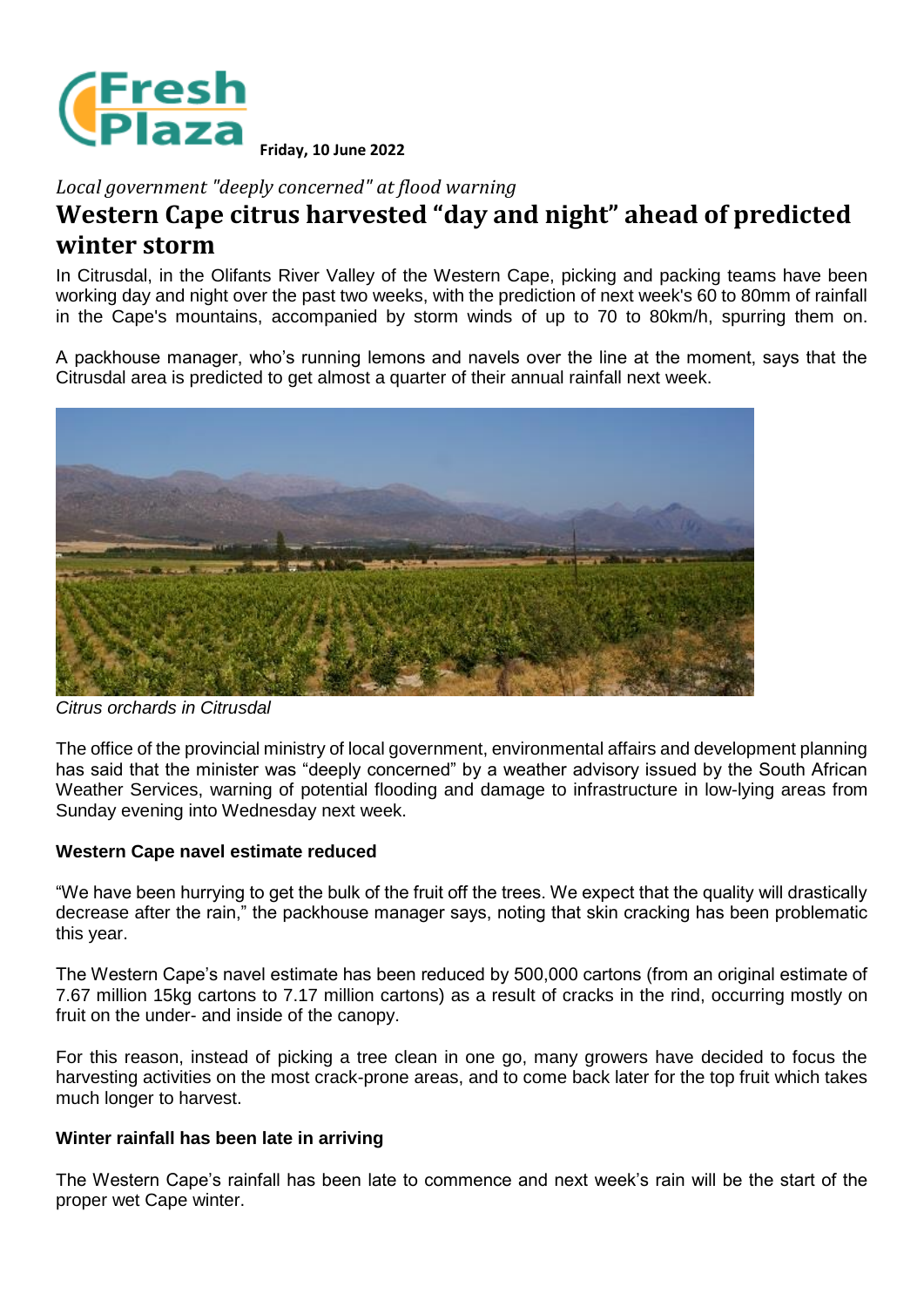Friday, 10 June 2022

*Local government "deeply concerned" at flood warning*

# Western Cape citrus harvested "day and night" ahead of predicted winter storm

In Citrusdal, in the Olifants River Valley of the Western Cape, picking and packing teams have been working day and night over the past two weeks, with the prediction of next week's 60 to 80mm of rainfall in the Cape's mountains, accompanied by storm winds of up to 70 to 80km/h, spurring them on.

A packhouse manager, who's running lemons and navels over the line at the moment, says that the Citrusdal area is predicted to get almost a quarter of their annual rainfall next week.

*Citrus orchards in Citrusdal*

The office of the provincial ministry of local government, environmental affairs and development planning has said that the minister was "deeply concerned" by a weather advisory issued by the South African Weather Services, warning of potential flooding and damage to infrastructure in low-lying areas from Sunday evening into Wednesday next week.

**Western Cape navel estimate reduced**

"We have been hurrying to get the bulk of the fruit off the trees. We expect that the quality will drastically decrease after the rain," the packhouse manager says, noting that skin cracking has been problematic this year.

The Western Cape's navel estimate has been reduced by 500,000 cartons (from an original estimate of 7.67 million 15kg cartons to 7.17 million cartons) as a result of cracks in the rind, occurring mostly on fruit on the under- and inside of the canopy.

For this reason, instead of picking a tree clean in one go, many growers have decided to focus the harvesting activities on the most crack-prone areas, and to come back later for the top fruit which takes much longer to harvest.

**Winter rainfall has been late in arriving**

The Western Cape's rainfall has been late to commence and next week's rain will be the start of the proper wet Cape winter.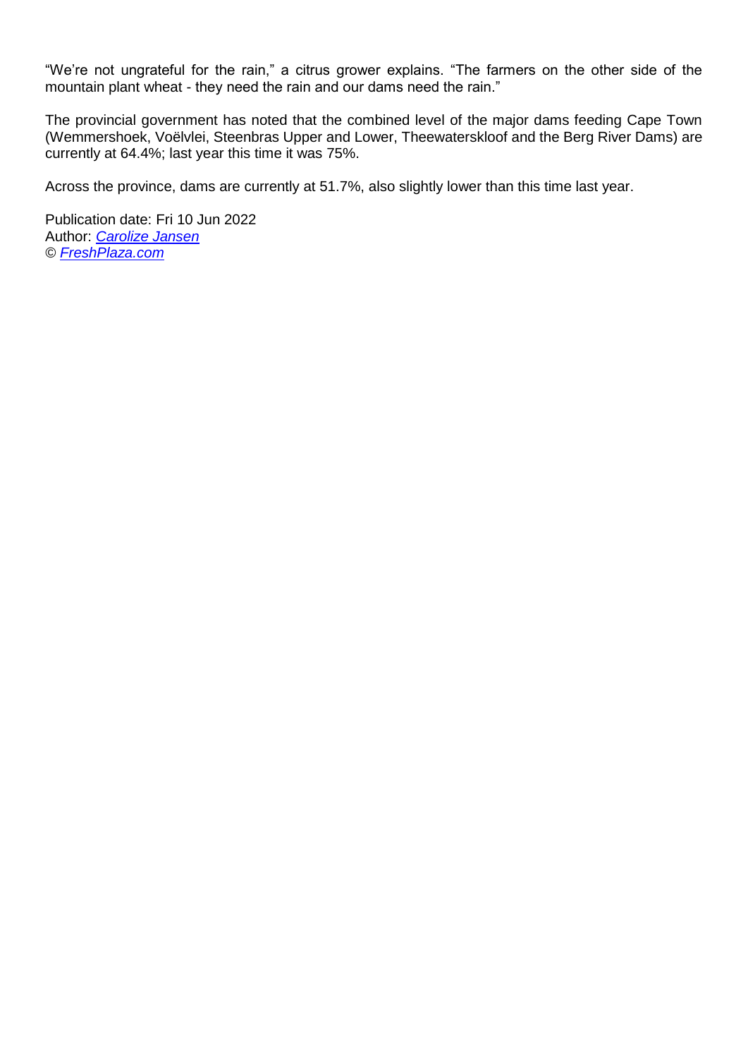"We're not ungrateful for the rain," a citrus grower explains. "The farmers on the other side of the mountain plant wheat - they need the rain and our dams need the rain."

The provincial government has noted that the combined level of the major dams feeding Cape Town (Wemmershoek, Voëlvlei, Steenbras Upper and Lower, Theewaterskloof and the Berg River Dams) are currently at 64.4%; last year this time it was 75%.

Across the province, dams are currently at 51.7%, also slightly lower than this time last year.

Publication date: Fri 10 Jun 2022
Author: *Carolize Jansen*
© *FreshPlaza.com*